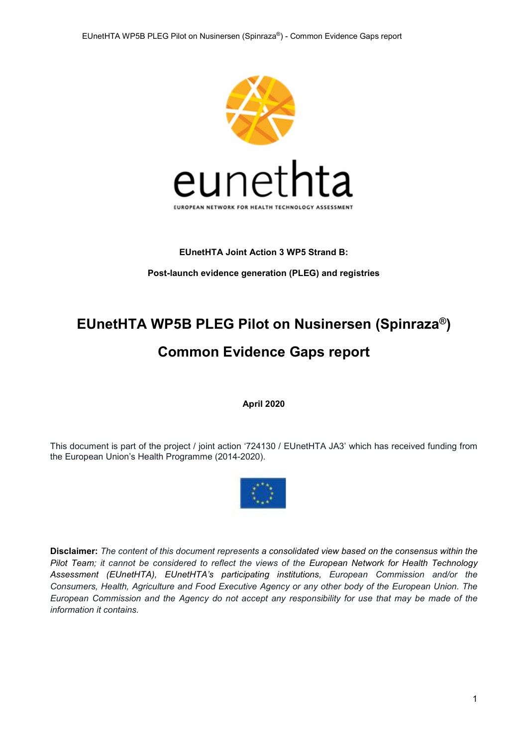**EUnetHTA Joint Action 3 WP5 Strand B:**

**Post-launch evidence generation (PLEG) and registries**

# EUnetHTA WP5B PLEG Pilot on Nusinersen (Spinraza®)

# Common Evidence Gaps report

**April 2020**

This document is part of the project / joint action '724130 / EUnetHTA JA3' which has received funding from the European Union's Health Programme (2014-2020).

**Disclaimer:** *The content of this document represents a consolidated view based on the consensus within the Pilot Team; it cannot be considered to reflect the views of the European Network for Health Technology Assessment (EUnetHTA), EUnetHTA's participating institutions, European Commission and/or the Consumers, Health, Agriculture and Food Executive Agency or any other body of the European Union. The European Commission and the Agency do not accept any responsibility for use that may be made of the information it contains.*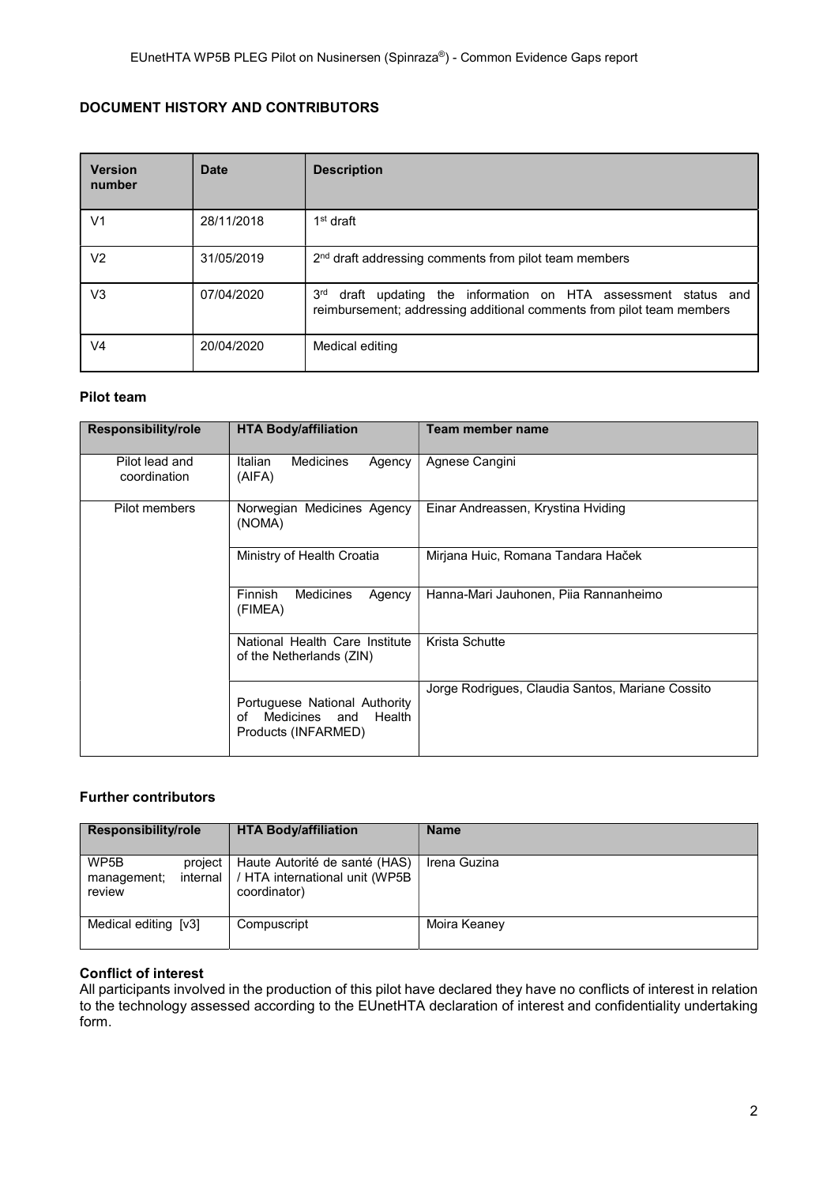## DOCUMENT HISTORY AND CONTRIBUTORS

| Version number | Date | Description |
|---|---|---|
| V1 | 28/11/2018 | 1st draft |
| V2 | 31/05/2019 | 2nd draft addressing comments from pilot team members |
| V3 | 07/04/2020 | 3rd draft updating the information on HTA assessment status and reimbursement; addressing additional comments from pilot team members |
| V4 | 20/04/2020 | Medical editing |

### Pilot team

| Responsibility/role | HTA Body/affiliation | Team member name |
|---|---|---|
| Pilot lead and coordination | Italian Medicines Agency (AIFA) | Agnese Cangini |
| Pilot members | Norwegian Medicines Agency (NOMA) | Einar Andreassen, Krystina Hviding |
| | Ministry of Health Croatia | Mirjana Huic, Romana Tandara Haček |
| | Finnish Medicines Agency (FIMEA) | Hanna-Mari Jauhonen, Piia Rannanheimo |
| | National Health Care Institute of the Netherlands (ZIN) | Krista Schutte |
| | Portuguese National Authority of Medicines and Health Products (INFARMED) | Jorge Rodrigues, Claudia Santos, Mariane Cossito |

### Further contributors

| Responsibility/role | HTA Body/affiliation | Name |
|---|---|---|
| WP5B project management; internal review | Haute Autorité de santé (HAS) / HTA international unit (WP5B coordinator) | Irena Guzina |
| Medical editing [v3] | Compuscript | Moira Keaney |

### Conflict of interest

All participants involved in the production of this pilot have declared they have no conflicts of interest in relation to the technology assessed according to the EUnetHTA declaration of interest and confidentiality undertaking form.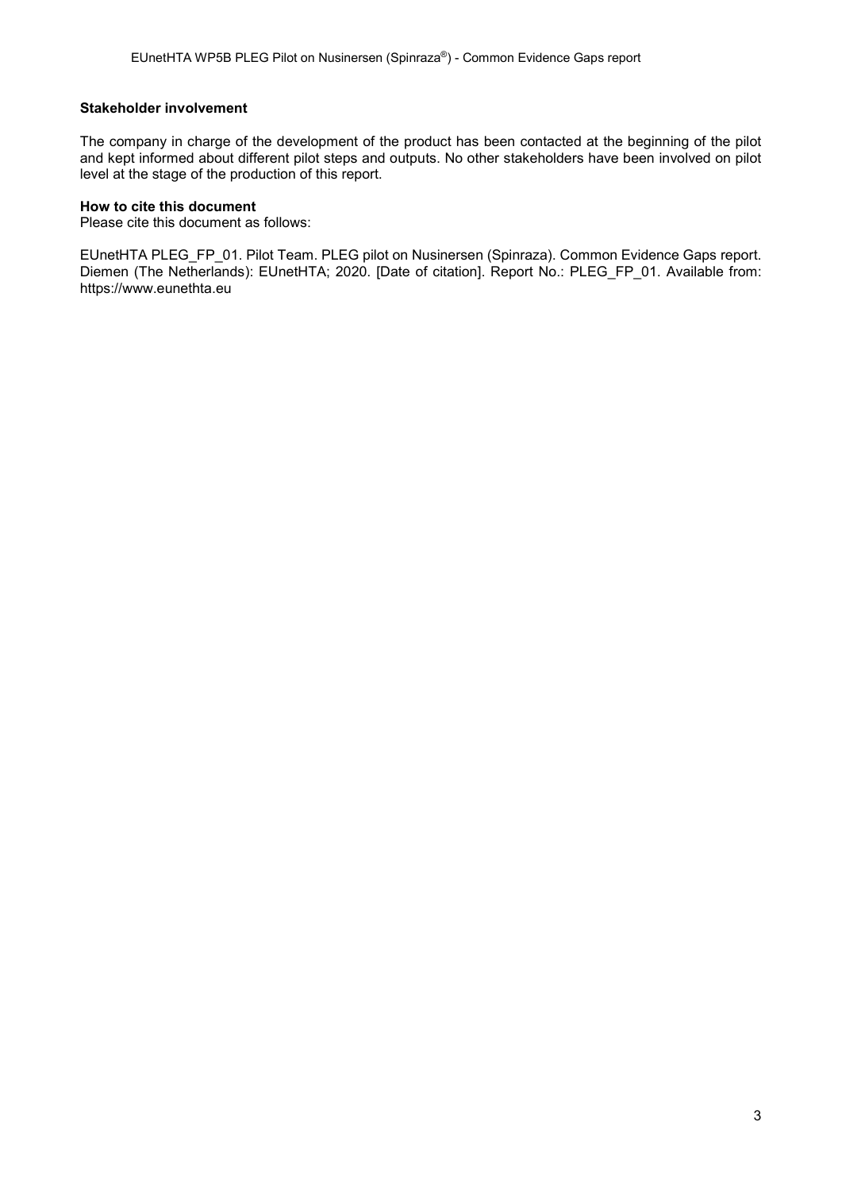**Stakeholder involvement**

The company in charge of the development of the product has been contacted at the beginning of the pilot and kept informed about different pilot steps and outputs. No other stakeholders have been involved on pilot level at the stage of the production of this report.

**How to cite this document**

Please cite this document as follows:

EUnetHTA PLEG_FP_01. Pilot Team. PLEG pilot on Nusinersen (Spinraza). Common Evidence Gaps report. Diemen (The Netherlands): EUnetHTA; 2020. [Date of citation]. Report No.: PLEG_FP_01. Available from: https://www.eunethta.eu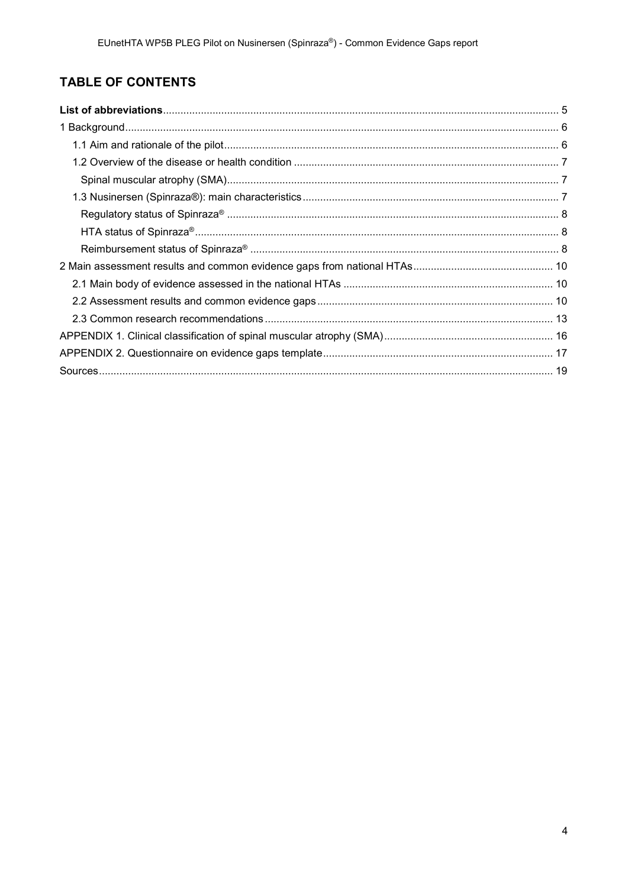## TABLE OF CONTENTS

**List of abbreviations** ........................................................................................................ 5
1 Background ......................................................................................................................... 6
1.1 Aim and rationale of the pilot ........................................................................................ 6
1.2 Overview of the disease or health condition ................................................................ 7
Spinal muscular atrophy (SMA) ........................................................................................ 7
1.3 Nusinersen (Spinraza®): main characteristics ............................................................. 7
Regulatory status of Spinraza® ......................................................................................... 8
HTA status of Spinraza® .................................................................................................... 8
Reimbursement status of Spinraza® .................................................................................. 8
2 Main assessment results and common evidence gaps from national HTAs ...................... 10
2.1 Main body of evidence assessed in the national HTAs ............................................. 10
2.2 Assessment results and common evidence gaps ...................................................... 10
2.3 Common research recommendations ........................................................................ 13
APPENDIX 1. Clinical classification of spinal muscular atrophy (SMA) ................................. 16
APPENDIX 2. Questionnaire on evidence gaps template ..................................................... 17
Sources ................................................................................................................................. 19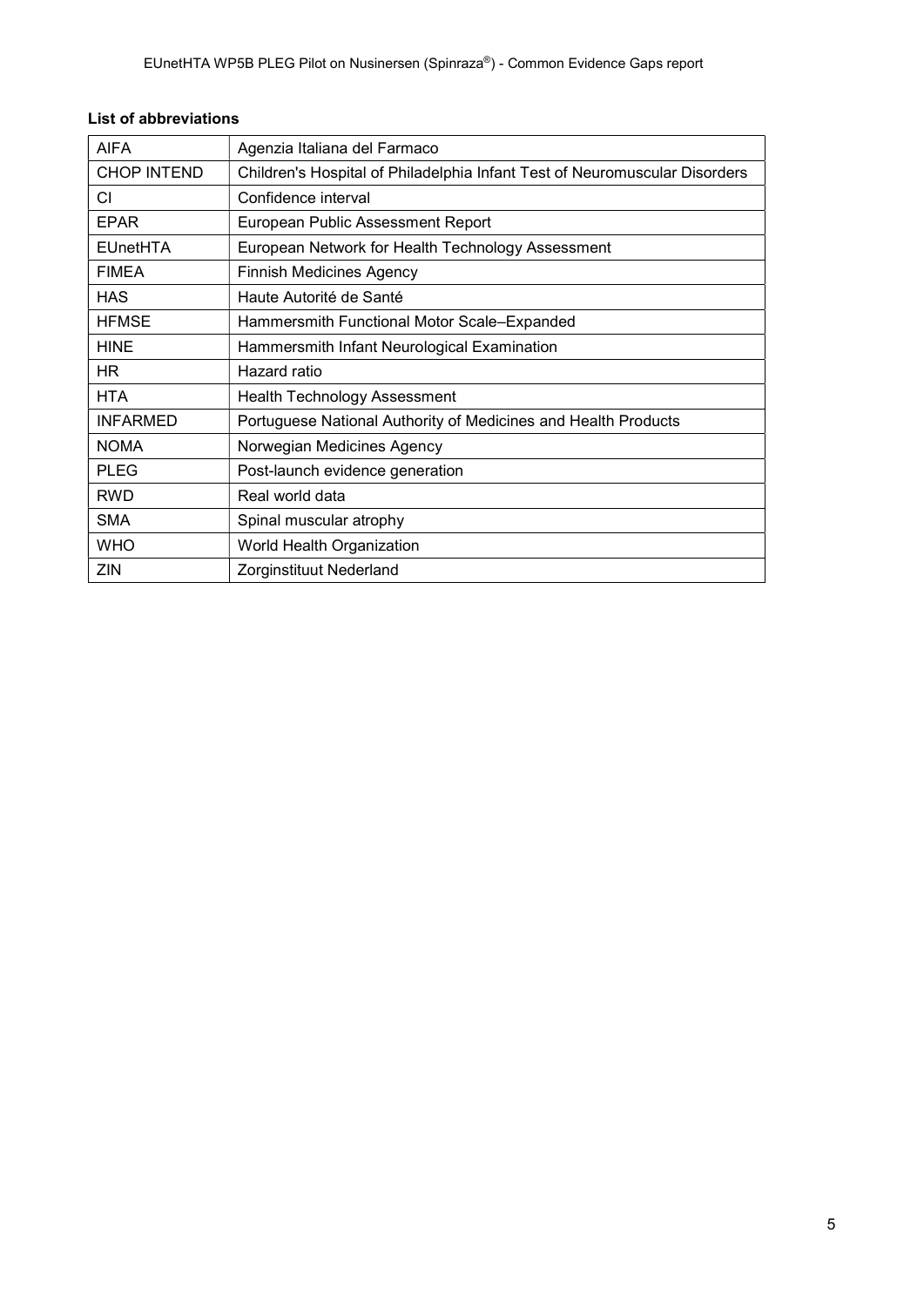**List of abbreviations**

| AIFA | Agenzia Italiana del Farmaco |
|---|---|
| CHOP INTEND | Children's Hospital of Philadelphia Infant Test of Neuromuscular Disorders |
| CI | Confidence interval |
| EPAR | European Public Assessment Report |
| EUnetHTA | European Network for Health Technology Assessment |
| FIMEA | Finnish Medicines Agency |
| HAS | Haute Autorité de Santé |
| HFMSE | Hammersmith Functional Motor Scale–Expanded |
| HINE | Hammersmith Infant Neurological Examination |
| HR | Hazard ratio |
| HTA | Health Technology Assessment |
| INFARMED | Portuguese National Authority of Medicines and Health Products |
| NOMA | Norwegian Medicines Agency |
| PLEG | Post-launch evidence generation |
| RWD | Real world data |
| SMA | Spinal muscular atrophy |
| WHO | World Health Organization |
| ZIN | Zorginstituut Nederland |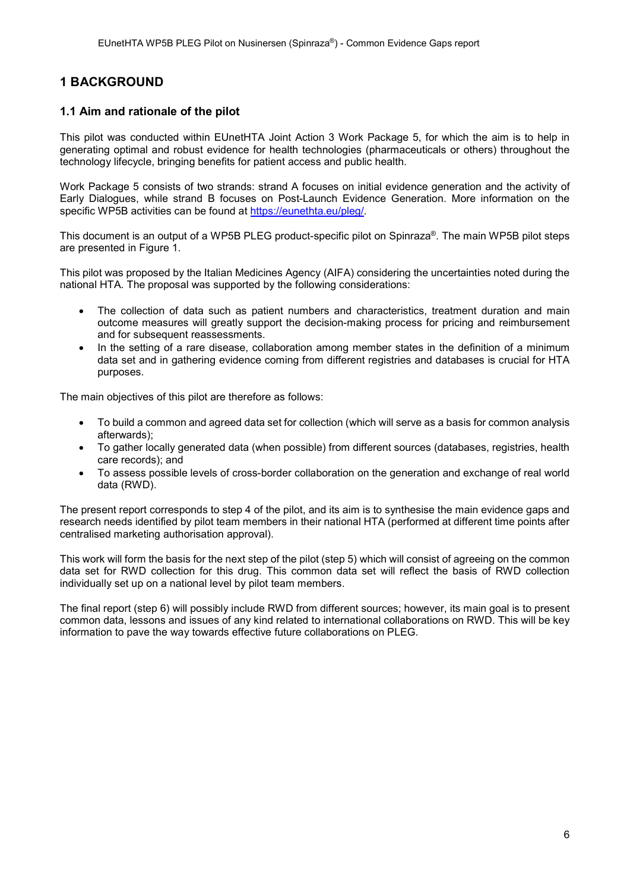# 1 BACKGROUND

## 1.1 Aim and rationale of the pilot

This pilot was conducted within EUnetHTA Joint Action 3 Work Package 5, for which the aim is to help in generating optimal and robust evidence for health technologies (pharmaceuticals or others) throughout the technology lifecycle, bringing benefits for patient access and public health.

Work Package 5 consists of two strands: strand A focuses on initial evidence generation and the activity of Early Dialogues, while strand B focuses on Post-Launch Evidence Generation. More information on the specific WP5B activities can be found at https://eunethta.eu/pleg/.

This document is an output of a WP5B PLEG product-specific pilot on Spinraza®. The main WP5B pilot steps are presented in Figure 1.

This pilot was proposed by the Italian Medicines Agency (AIFA) considering the uncertainties noted during the national HTA. The proposal was supported by the following considerations:

- The collection of data such as patient numbers and characteristics, treatment duration and main outcome measures will greatly support the decision-making process for pricing and reimbursement and for subsequent reassessments.
- In the setting of a rare disease, collaboration among member states in the definition of a minimum data set and in gathering evidence coming from different registries and databases is crucial for HTA purposes.

The main objectives of this pilot are therefore as follows:

- To build a common and agreed data set for collection (which will serve as a basis for common analysis afterwards);
- To gather locally generated data (when possible) from different sources (databases, registries, health care records); and
- To assess possible levels of cross-border collaboration on the generation and exchange of real world data (RWD).

The present report corresponds to step 4 of the pilot, and its aim is to synthesise the main evidence gaps and research needs identified by pilot team members in their national HTA (performed at different time points after centralised marketing authorisation approval).

This work will form the basis for the next step of the pilot (step 5) which will consist of agreeing on the common data set for RWD collection for this drug. This common data set will reflect the basis of RWD collection individually set up on a national level by pilot team members.

The final report (step 6) will possibly include RWD from different sources; however, its main goal is to present common data, lessons and issues of any kind related to international collaborations on RWD. This will be key information to pave the way towards effective future collaborations on PLEG.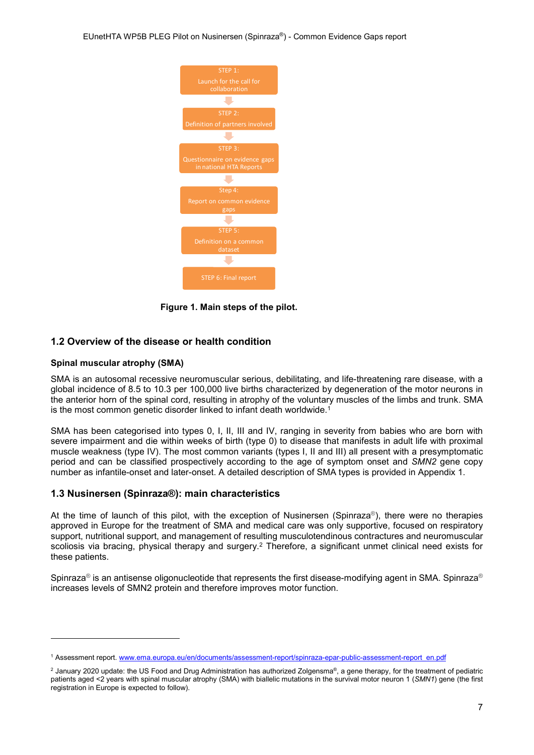STEP 1:
Launch for the call for collaboration

STEP 2:
Definition of partners involved

STEP 3:
Questionnaire on evidence gaps in national HTA Reports

Step 4:
Report on common evidence gaps

STEP 5:
Definition on a common dataset

STEP 6: Final report

**Figure 1. Main steps of the pilot.**

## 1.2 Overview of the disease or health condition

### Spinal muscular atrophy (SMA)

SMA is an autosomal recessive neuromuscular serious, debilitating, and life-threatening rare disease, with a global incidence of 8.5 to 10.3 per 100,000 live births characterized by degeneration of the motor neurons in the anterior horn of the spinal cord, resulting in atrophy of the voluntary muscles of the limbs and trunk. SMA is the most common genetic disorder linked to infant death worldwide.[1]

SMA has been categorised into types 0, I, II, III and IV, ranging in severity from babies who are born with severe impairment and die within weeks of birth (type 0) to disease that manifests in adult life with proximal muscle weakness (type IV). The most common variants (types I, II and III) all present with a presymptomatic period and can be classified prospectively according to the age of symptom onset and *SMN2* gene copy number as infantile-onset and later-onset. A detailed description of SMA types is provided in Appendix 1.

## 1.3 Nusinersen (Spinraza®): main characteristics

At the time of launch of this pilot, with the exception of Nusinersen (Spinraza®), there were no therapies approved in Europe for the treatment of SMA and medical care was only supportive, focused on respiratory support, nutritional support, and management of resulting musculotendinous contractures and neuromuscular scoliosis via bracing, physical therapy and surgery.[2] Therefore, a significant unmet clinical need exists for these patients.

Spinraza® is an antisense oligonucleotide that represents the first disease-modifying agent in SMA. Spinraza® increases levels of SMN2 protein and therefore improves motor function.

---

[1] Assessment report. www.ema.europa.eu/en/documents/assessment-report/spinraza-epar-public-assessment-report_en.pdf

[2] January 2020 update: the US Food and Drug Administration has authorized Zolgensma®, a gene therapy, for the treatment of pediatric patients aged <2 years with spinal muscular atrophy (SMA) with biallelic mutations in the survival motor neuron 1 (*SMN1*) gene (the first registration in Europe is expected to follow).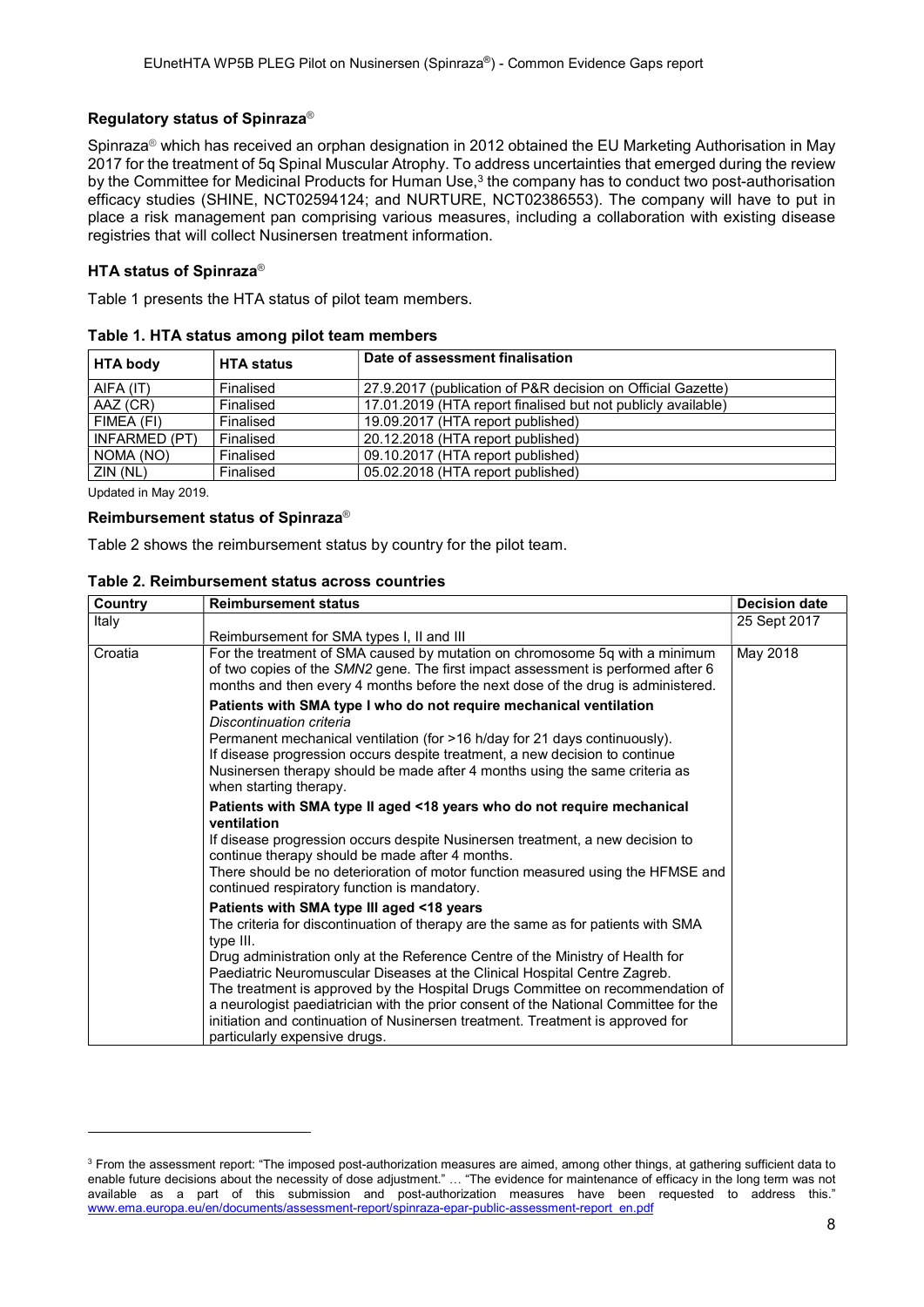### Regulatory status of Spinraza®

Spinraza® which has received an orphan designation in 2012 obtained the EU Marketing Authorisation in May 2017 for the treatment of 5q Spinal Muscular Atrophy. To address uncertainties that emerged during the review by the Committee for Medicinal Products for Human Use,[3] the company has to conduct two post-authorisation efficacy studies (SHINE, NCT02594124; and NURTURE, NCT02386553). The company will have to put in place a risk management pan comprising various measures, including a collaboration with existing disease registries that will collect Nusinersen treatment information.

### HTA status of Spinraza®

Table 1 presents the HTA status of pilot team members.

**Table 1. HTA status among pilot team members**

| HTA body | HTA status | Date of assessment finalisation |
|---|---|---|
| AIFA (IT) | Finalised | 27.9.2017 (publication of P&R decision on Official Gazette) |
| AAZ (CR) | Finalised | 17.01.2019 (HTA report finalised but not publicly available) |
| FIMEA (FI) | Finalised | 19.09.2017 (HTA report published) |
| INFARMED (PT) | Finalised | 20.12.2018 (HTA report published) |
| NOMA (NO) | Finalised | 09.10.2017 (HTA report published) |
| ZIN (NL) | Finalised | 05.02.2018 (HTA report published) |

Updated in May 2019.

### Reimbursement status of Spinraza®

Table 2 shows the reimbursement status by country for the pilot team.

**Table 2. Reimbursement status across countries**

| Country | Reimbursement status | Decision date |
|---|---|---|
| Italy | Reimbursement for SMA types I, II and III | 25 Sept 2017 |
| Croatia | For the treatment of SMA caused by mutation on chromosome 5q with a minimum of two copies of the *SMN2* gene. The first impact assessment is performed after 6 months and then every 4 months before the next dose of the drug is administered.<br>**Patients with SMA type I who do not require mechanical ventilation**<br>*Discontinuation criteria*<br>Permanent mechanical ventilation (for >16 h/day for 21 days continuously).<br>If disease progression occurs despite treatment, a new decision to continue Nusinersen therapy should be made after 4 months using the same criteria as when starting therapy.<br>**Patients with SMA type II aged <18 years who do not require mechanical ventilation**<br>If disease progression occurs despite Nusinersen treatment, a new decision to continue therapy should be made after 4 months.<br>There should be no deterioration of motor function measured using the HFMSE and continued respiratory function is mandatory.<br>**Patients with SMA type III aged <18 years**<br>The criteria for discontinuation of therapy are the same as for patients with SMA type III.<br>Drug administration only at the Reference Centre of the Ministry of Health for Paediatric Neuromuscular Diseases at the Clinical Hospital Centre Zagreb.<br>The treatment is approved by the Hospital Drugs Committee on recommendation of a neurologist paediatrician with the prior consent of the National Committee for the initiation and continuation of Nusinersen treatment. Treatment is approved for particularly expensive drugs. | May 2018 |

[3] From the assessment report: "The imposed post-authorization measures are aimed, among other things, at gathering sufficient data to enable future decisions about the necessity of dose adjustment." … "The evidence for maintenance of efficacy in the long term was not available as a part of this submission and post-authorization measures have been requested to address this." www.ema.europa.eu/en/documents/assessment-report/spinraza-epar-public-assessment-report_en.pdf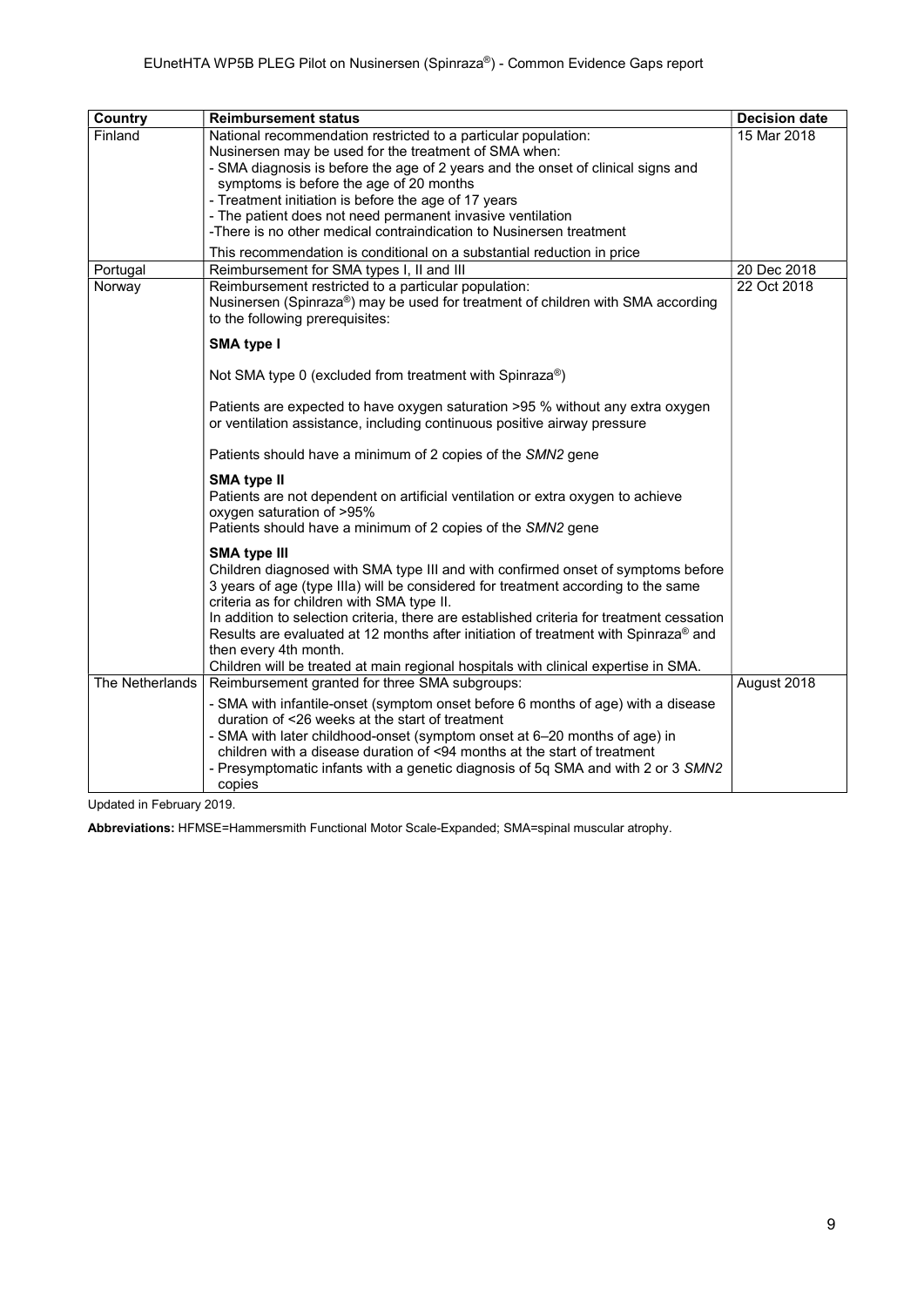| Country | Reimbursement status | Decision date |
|---|---|---|
| Finland | National recommendation restricted to a particular population:<br>Nusinersen may be used for the treatment of SMA when:<br>- SMA diagnosis is before the age of 2 years and the onset of clinical signs and symptoms is before the age of 20 months<br>- Treatment initiation is before the age of 17 years<br>- The patient does not need permanent invasive ventilation<br>-There is no other medical contraindication to Nusinersen treatment<br>This recommendation is conditional on a substantial reduction in price | 15 Mar 2018 |
| Portugal | Reimbursement for SMA types I, II and III | 20 Dec 2018 |
| Norway | Reimbursement restricted to a particular population:<br>Nusinersen (Spinraza®) may be used for treatment of children with SMA according to the following prerequisites:<br>**SMA type I**<br>Not SMA type 0 (excluded from treatment with Spinraza®)<br>Patients are expected to have oxygen saturation >95 % without any extra oxygen or ventilation assistance, including continuous positive airway pressure<br>Patients should have a minimum of 2 copies of the *SMN2* gene<br>**SMA type II**<br>Patients are not dependent on artificial ventilation or extra oxygen to achieve oxygen saturation of >95%<br>Patients should have a minimum of 2 copies of the *SMN2* gene<br>**SMA type III**<br>Children diagnosed with SMA type III and with confirmed onset of symptoms before 3 years of age (type IIIa) will be considered for treatment according to the same criteria as for children with SMA type II.<br>In addition to selection criteria, there are established criteria for treatment cessation Results are evaluated at 12 months after initiation of treatment with Spinraza® and then every 4th month.<br>Children will be treated at main regional hospitals with clinical expertise in SMA. | 22 Oct 2018 |
| The Netherlands | Reimbursement granted for three SMA subgroups:<br>- SMA with infantile-onset (symptom onset before 6 months of age) with a disease duration of <26 weeks at the start of treatment<br>- SMA with later childhood-onset (symptom onset at 6–20 months of age) in children with a disease duration of <94 months at the start of treatment<br>- Presymptomatic infants with a genetic diagnosis of 5q SMA and with 2 or 3 *SMN2* copies | August 2018 |

Updated in February 2019.

**Abbreviations:** HFMSE=Hammersmith Functional Motor Scale-Expanded; SMA=spinal muscular atrophy.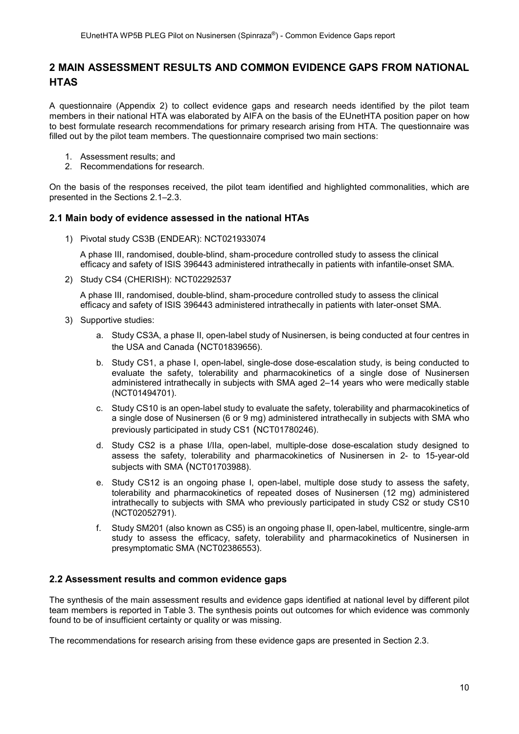## 2 MAIN ASSESSMENT RESULTS AND COMMON EVIDENCE GAPS FROM NATIONAL HTAS

A questionnaire (Appendix 2) to collect evidence gaps and research needs identified by the pilot team members in their national HTA was elaborated by AIFA on the basis of the EUnetHTA position paper on how to best formulate research recommendations for primary research arising from HTA. The questionnaire was filled out by the pilot team members. The questionnaire comprised two main sections:

1. Assessment results; and
2. Recommendations for research.

On the basis of the responses received, the pilot team identified and highlighted commonalities, which are presented in the Sections 2.1–2.3.

### 2.1 Main body of evidence assessed in the national HTAs

1) Pivotal study CS3B (ENDEAR): NCT021933074

   A phase III, randomised, double-blind, sham-procedure controlled study to assess the clinical efficacy and safety of ISIS 396443 administered intrathecally in patients with infantile-onset SMA.

2) Study CS4 (CHERISH): NCT02292537

   A phase III, randomised, double-blind, sham-procedure controlled study to assess the clinical efficacy and safety of ISIS 396443 administered intrathecally in patients with later-onset SMA.

3) Supportive studies:

   a. Study CS3A, a phase II, open-label study of Nusinersen, is being conducted at four centres in the USA and Canada (NCT01839656).

   b. Study CS1, a phase I, open-label, single-dose dose-escalation study, is being conducted to evaluate the safety, tolerability and pharmacokinetics of a single dose of Nusinersen administered intrathecally in subjects with SMA aged 2–14 years who were medically stable (NCT01494701).

   c. Study CS10 is an open-label study to evaluate the safety, tolerability and pharmacokinetics of a single dose of Nusinersen (6 or 9 mg) administered intrathecally in subjects with SMA who previously participated in study CS1 (NCT01780246).

   d. Study CS2 is a phase I/IIa, open-label, multiple-dose dose-escalation study designed to assess the safety, tolerability and pharmacokinetics of Nusinersen in 2- to 15-year-old subjects with SMA (NCT01703988).

   e. Study CS12 is an ongoing phase I, open-label, multiple dose study to assess the safety, tolerability and pharmacokinetics of repeated doses of Nusinersen (12 mg) administered intrathecally to subjects with SMA who previously participated in study CS2 or study CS10 (NCT02052791).

   f. Study SM201 (also known as CS5) is an ongoing phase II, open-label, multicentre, single-arm study to assess the efficacy, safety, tolerability and pharmacokinetics of Nusinersen in presymptomatic SMA (NCT02386553).

### 2.2 Assessment results and common evidence gaps

The synthesis of the main assessment results and evidence gaps identified at national level by different pilot team members is reported in Table 3. The synthesis points out outcomes for which evidence was commonly found to be of insufficient certainty or quality or was missing.

The recommendations for research arising from these evidence gaps are presented in Section 2.3.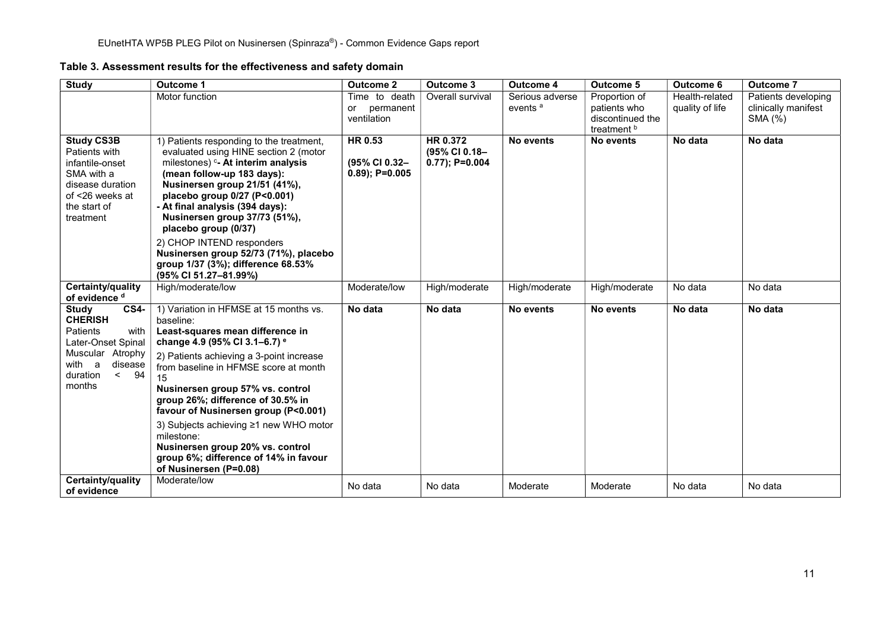**Table 3. Assessment results for the effectiveness and safety domain**

| Study | Outcome 1 | Outcome 2 | Outcome 3 | Outcome 4 | Outcome 5 | Outcome 6 | Outcome 7 |
|---|---|---|---|---|---|---|---|
| | Motor function | Time to death or permanent ventilation | Overall survival | Serious adverse events [a] | Proportion of patients who discontinued the treatment [b] | Health-related quality of life | Patients developing clinically manifest SMA (%) |
| **Study CS3B** Patients with infantile-onset SMA with a disease duration of <26 weeks at the start of treatment | 1) Patients responding to the treatment, evaluated using HINE section 2 (motor milestones) [c] **- At interim analysis (mean follow-up 183 days): Nusinersen group 21/51 (41%), placebo group 0/27 (P<0.001) - At final analysis (394 days): Nusinersen group 37/73 (51%), placebo group (0/37)** 2) CHOP INTEND responders **Nusinersen group 52/73 (71%), placebo group 1/37 (3%); difference 68.53% (95% CI 51.27–81.99%)** | **HR 0.53 (95% CI 0.32–0.89); P=0.005** | **HR 0.372 (95% CI 0.18–0.77); P=0.004** | **No events** | **No events** | **No data** | **No data** |
| **Certainty/quality of evidence [d]** | High/moderate/low | Moderate/low | High/moderate | High/moderate | High/moderate | No data | No data |
| **Study CS4-CHERISH** Patients with Later-Onset Spinal Muscular Atrophy with a disease duration < 94 months | 1) Variation in HFMSE at 15 months vs. baseline: **Least-squares mean difference in change 4.9 (95% CI 3.1–6.7) [e]** 2) Patients achieving a 3-point increase from baseline in HFMSE score at month 15 **Nusinersen group 57% vs. control group 26%; difference of 30.5% in favour of Nusinersen group (P<0.001)** 3) Subjects achieving ≥1 new WHO motor milestone: **Nusinersen group 20% vs. control group 6%; difference of 14% in favour of Nusinersen (P=0.08)** | **No data** | **No data** | **No events** | **No events** | **No data** | **No data** |
| **Certainty/quality of evidence** | Moderate/low | No data | No data | Moderate | Moderate | No data | No data |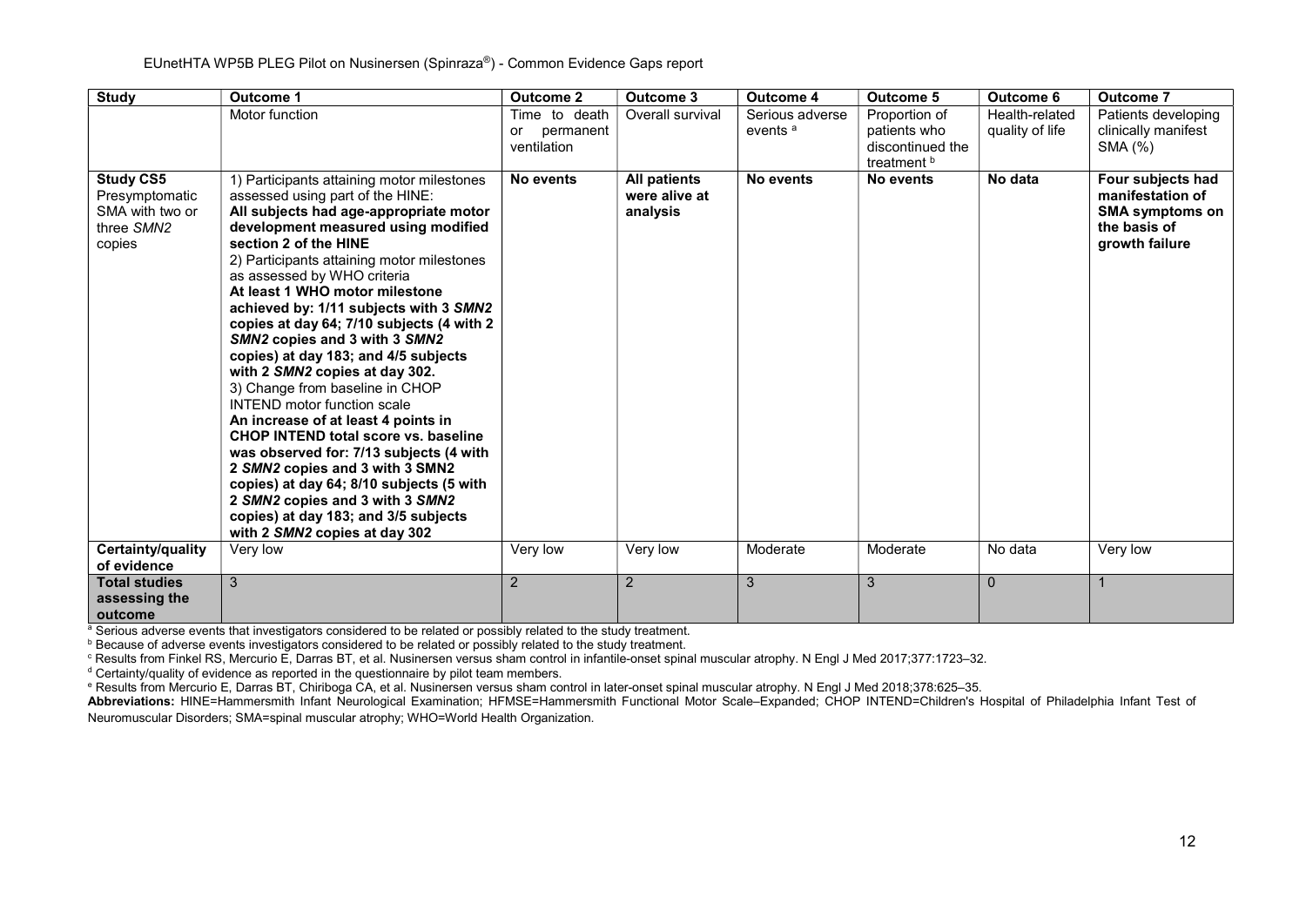| Study | Outcome 1 | Outcome 2 | Outcome 3 | Outcome 4 | Outcome 5 | Outcome 6 | Outcome 7 |
|---|---|---|---|---|---|---|---|
| | Motor function | Time to death or permanent ventilation | Overall survival | Serious adverse events [a] | Proportion of patients who discontinued the treatment [b] | Health-related quality of life | Patients developing clinically manifest SMA (%) |
| **Study CS5** Presymptomatic SMA with two or three *SMN2* copies | 1) Participants attaining motor milestones assessed using part of the HINE: **All subjects had age-appropriate motor development measured using modified section 2 of the HINE** 2) Participants attaining motor milestones as assessed by WHO criteria **At least 1 WHO motor milestone achieved by: 1/11 subjects with 3 *SMN2* copies at day 64; 7/10 subjects (4 with 2 *SMN2* copies and 3 with 3 *SMN2* copies) at day 183; and 4/5 subjects with 2 *SMN2* copies at day 302.** 3) Change from baseline in CHOP INTEND motor function scale **An increase of at least 4 points in CHOP INTEND total score vs. baseline was observed for: 7/13 subjects (4 with 2 *SMN2* copies and 3 with 3 SMN2 copies) at day 64; 8/10 subjects (5 with 2 *SMN2* copies and 3 with 3 *SMN2* copies) at day 183; and 3/5 subjects with 2 *SMN2* copies at day 302** | **No events** | **All patients were alive at analysis** | **No events** | **No events** | **No data** | **Four subjects had manifestation of SMA symptoms on the basis of growth failure** |
| **Certainty/quality of evidence** | Very low | Very low | Very low | Moderate | Moderate | No data | Very low |
| **Total studies assessing the outcome** | 3 | 2 | 2 | 3 | 3 | 0 | 1 |

[a] Serious adverse events that investigators considered to be related or possibly related to the study treatment.
[b] Because of adverse events investigators considered to be related or possibly related to the study treatment.
[c] Results from Finkel RS, Mercurio E, Darras BT, et al. Nusinersen versus sham control in infantile-onset spinal muscular atrophy. N Engl J Med 2017;377:1723–32.
[d] Certainty/quality of evidence as reported in the questionnaire by pilot team members.
[e] Results from Mercurio E, Darras BT, Chiriboga CA, et al. Nusinersen versus sham control in later-onset spinal muscular atrophy. N Engl J Med 2018;378:625–35.

**Abbreviations:** HINE=Hammersmith Infant Neurological Examination; HFMSE=Hammersmith Functional Motor Scale–Expanded; CHOP INTEND=Children's Hospital of Philadelphia Infant Test of Neuromuscular Disorders; SMA=spinal muscular atrophy; WHO=World Health Organization.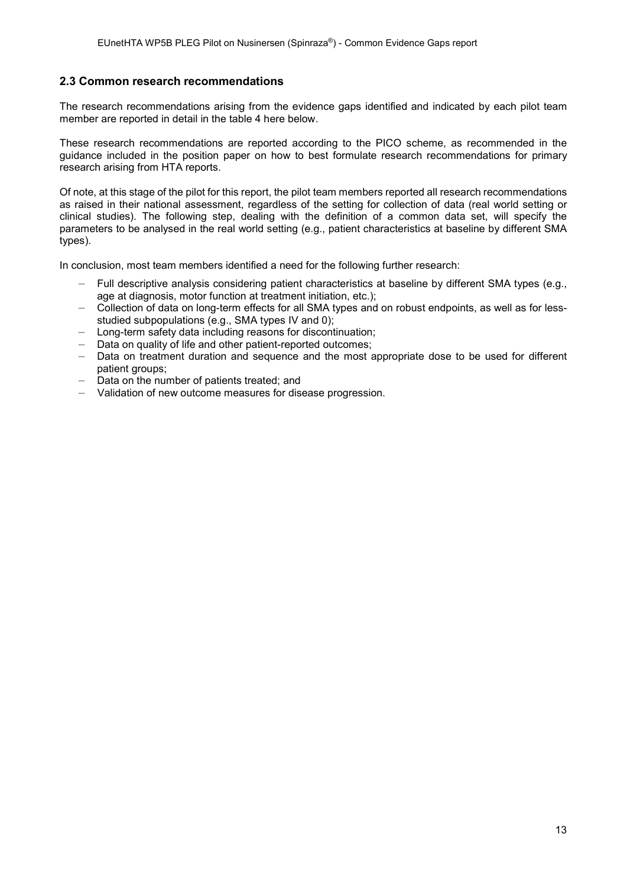## 2.3 Common research recommendations

The research recommendations arising from the evidence gaps identified and indicated by each pilot team member are reported in detail in the table 4 here below.

These research recommendations are reported according to the PICO scheme, as recommended in the guidance included in the position paper on how to best formulate research recommendations for primary research arising from HTA reports.

Of note, at this stage of the pilot for this report, the pilot team members reported all research recommendations as raised in their national assessment, regardless of the setting for collection of data (real world setting or clinical studies). The following step, dealing with the definition of a common data set, will specify the parameters to be analysed in the real world setting (e.g., patient characteristics at baseline by different SMA types).

In conclusion, most team members identified a need for the following further research:

- Full descriptive analysis considering patient characteristics at baseline by different SMA types (e.g., age at diagnosis, motor function at treatment initiation, etc.);
- Collection of data on long-term effects for all SMA types and on robust endpoints, as well as for less-studied subpopulations (e.g., SMA types IV and 0);
- Long-term safety data including reasons for discontinuation;
- Data on quality of life and other patient-reported outcomes;
- Data on treatment duration and sequence and the most appropriate dose to be used for different patient groups;
- Data on the number of patients treated; and
- Validation of new outcome measures for disease progression.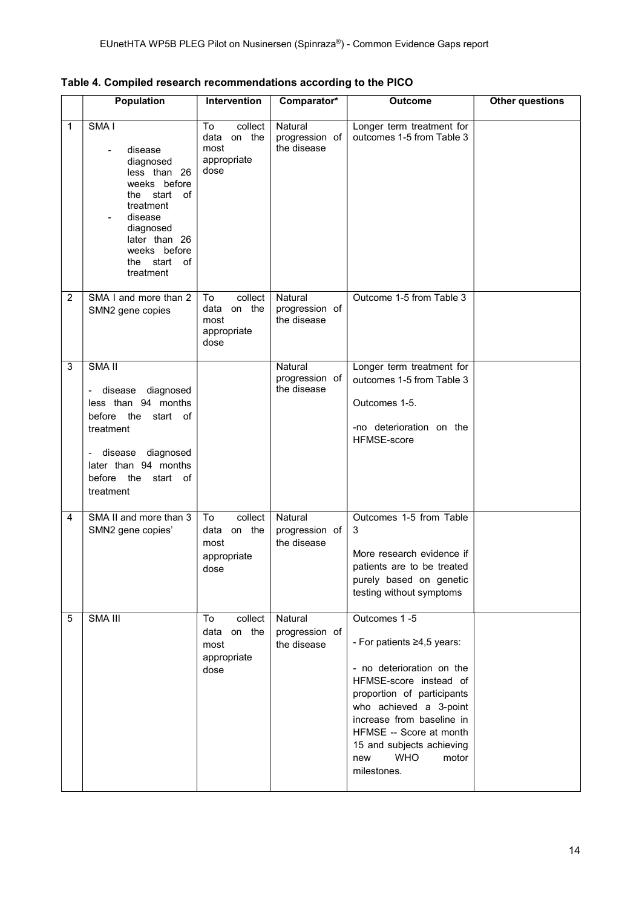**Table 4. Compiled research recommendations according to the PICO**

| | Population | Intervention | Comparator* | Outcome | Other questions |
|---|---|---|---|---|---|
| 1 | SMA I<br>- disease diagnosed less than 26 weeks before the start of treatment<br>- disease diagnosed later than 26 weeks before the start of treatment | To collect data on the most appropriate dose | Natural progression of the disease | Longer term treatment for outcomes 1-5 from Table 3 | |
| 2 | SMA I and more than 2 SMN2 gene copies | To collect data on the most appropriate dose | Natural progression of the disease | Outcome 1-5 from Table 3 | |
| 3 | SMA II<br>- disease diagnosed less than 94 months before the start of treatment<br>- disease diagnosed later than 94 months before the start of treatment | | Natural progression of the disease | Longer term treatment for outcomes 1-5 from Table 3<br>Outcomes 1-5.<br>-no deterioration on the HFMSE-score | |
| 4 | SMA II and more than 3 SMN2 gene copies' | To collect data on the most appropriate dose | Natural progression of the disease | Outcomes 1-5 from Table 3<br>More research evidence if patients are to be treated purely based on genetic testing without symptoms | |
| 5 | SMA III | To collect data on the most appropriate dose | Natural progression of the disease | Outcomes 1 -5<br>- For patients ≥4,5 years:<br>- no deterioration on the HFMSE-score instead of proportion of participants who achieved a 3-point increase from baseline in HFMSE -- Score at month 15 and subjects achieving new WHO motor milestones. | |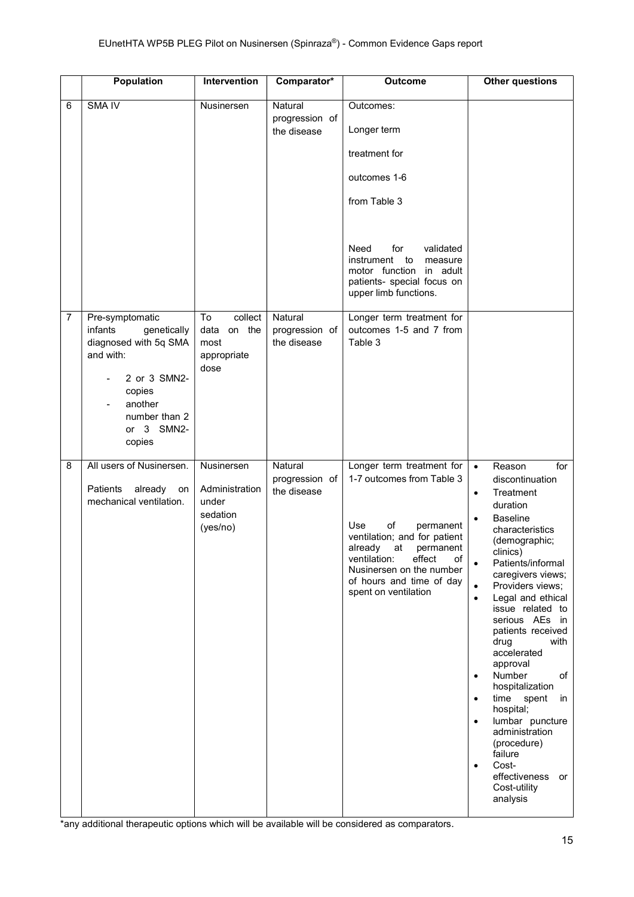| | Population | Intervention | Comparator* | Outcome | Other questions |
|---|---|---|---|---|---|
| 6 | SMA IV | Nusinersen | Natural progression of the disease | Outcomes:<br><br>Longer term<br><br>treatment for<br><br>outcomes 1-6<br><br>from Table 3<br><br>Need for validated instrument to measure motor function in adult patients- special focus on upper limb functions. | |
| 7 | Pre-symptomatic infants genetically diagnosed with 5q SMA and with:<br>- 2 or 3 SMN2-copies<br>- another number than 2 or 3 SMN2-copies | To collect data on the most appropriate dose | Natural progression of the disease | Longer term treatment for outcomes 1-5 and 7 from Table 3 | |
| 8 | All users of Nusinersen.<br><br>Patients already on mechanical ventilation. | Nusinersen<br><br>Administration under sedation (yes/no) | Natural progression of the disease | Longer term treatment for 1-7 outcomes from Table 3<br><br>Use of permanent ventilation; and for patient already at permanent ventilation: effect of Nusinersen on the number of hours and time of day spent on ventilation | • Reason for discontinuation<br>• Treatment duration<br>• Baseline characteristics (demographic; clinics)<br>• Patients/informal caregivers views;<br>• Providers views;<br>• Legal and ethical issue related to serious AEs in patients received drug with accelerated approval<br>• Number of hospitalization<br>• time spent in hospital;<br>• lumbar puncture administration (procedure) failure<br>• Cost-effectiveness or Cost-utility analysis |

*any additional therapeutic options which will be available will be considered as comparators.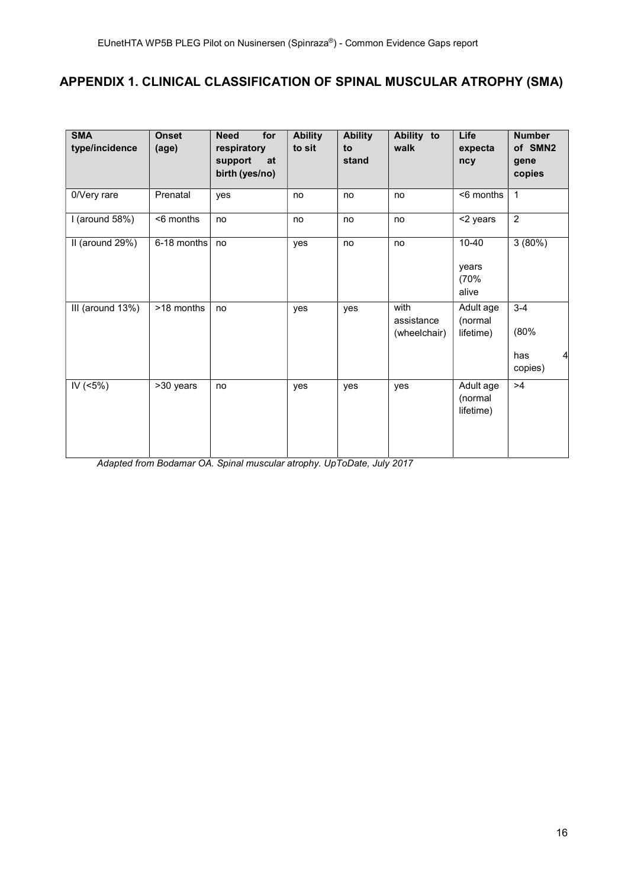## APPENDIX 1. CLINICAL CLASSIFICATION OF SPINAL MUSCULAR ATROPHY (SMA)

| SMA type/incidence | Onset (age) | Need for respiratory support at birth (yes/no) | Ability to sit | Ability to stand | Ability to walk | Life expectancy | Number of SMN2 gene copies |
|---|---|---|---|---|---|---|---|
| 0/Very rare | Prenatal | yes | no | no | no | <6 months | 1 |
| I (around 58%) | <6 months | no | no | no | no | <2 years | 2 |
| II (around 29%) | 6-18 months | no | yes | no | no | 10-40 years (70% alive | 3 (80%) |
| III (around 13%) | >18 months | no | yes | yes | with assistance (wheelchair) | Adult age (normal lifetime) | 3-4 (80% has 4 copies) |
| IV (<5%) | >30 years | no | yes | yes | yes | Adult age (normal lifetime) | >4 |

*Adapted from Bodamar OA. Spinal muscular atrophy. UpToDate, July 2017*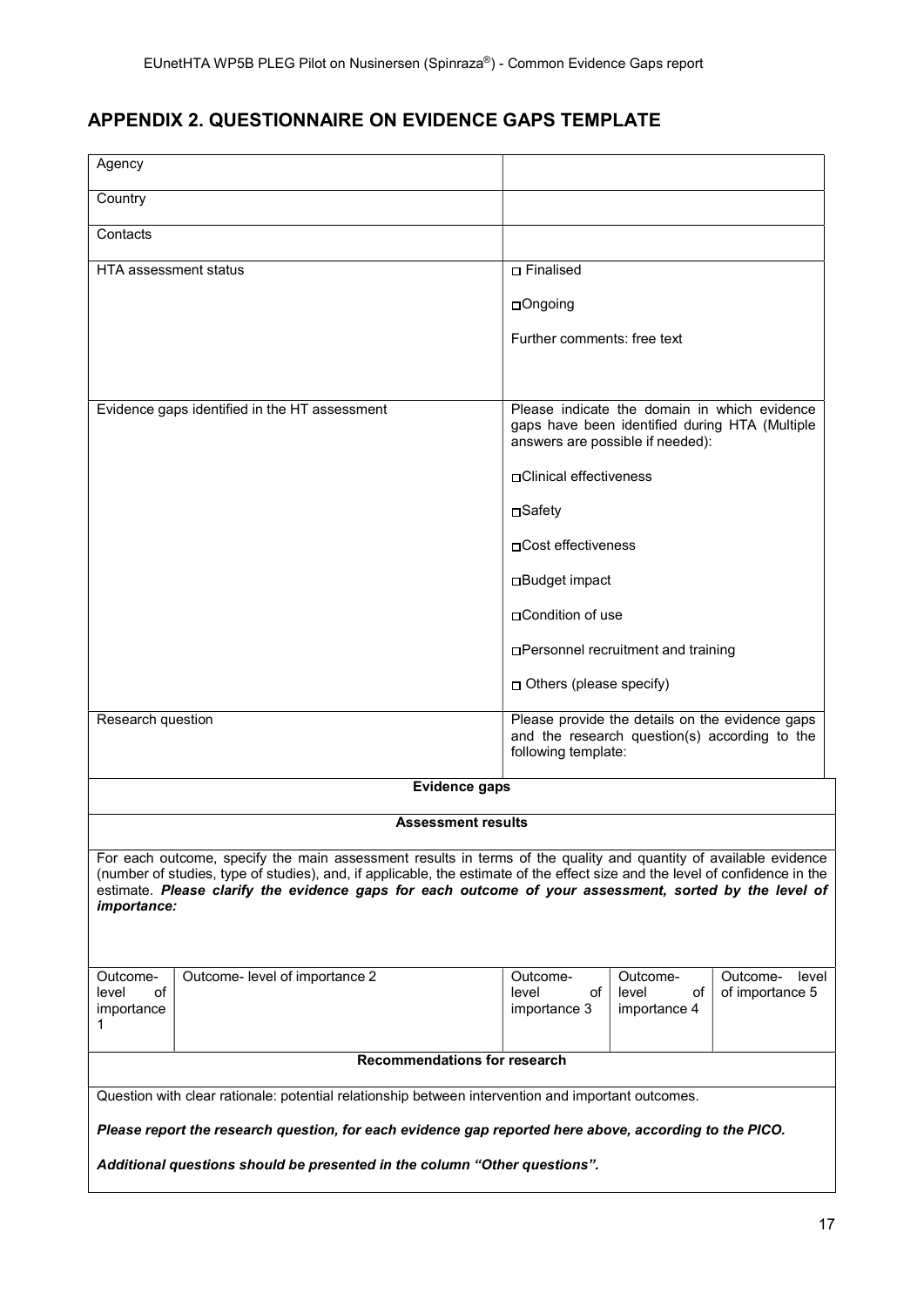## APPENDIX 2. QUESTIONNAIRE ON EVIDENCE GAPS TEMPLATE

| | |
|---|---|
| Agency | |
| Country | |
| Contacts | |
| HTA assessment status | □ Finalised<br><br>□Ongoing<br><br>Further comments: free text |
| Evidence gaps identified in the HT assessment | Please indicate the domain in which evidence gaps have been identified during HTA (Multiple answers are possible if needed):<br><br>□Clinical effectiveness<br><br>□Safety<br><br>□Cost effectiveness<br><br>□Budget impact<br><br>□Condition of use<br><br>□Personnel recruitment and training<br><br>□ Others (please specify) |
| Research question | Please provide the details on the evidence gaps and the research question(s) according to the following template: |

| Evidence gaps | | | | |
|---|---|---|---|---|
| **Assessment results** | | | | |
| For each outcome, specify the main assessment results in terms of the quality and quantity of available evidence (number of studies, type of studies), and, if applicable, the estimate of the effect size and the level of confidence in the estimate. ***Please clarify the evidence gaps for each outcome of your assessment, sorted by the level of importance:*** | | | | |
| Outcome- level of importance 1 | Outcome- level of importance 2 | Outcome- level of importance 3 | Outcome- level of importance 4 | Outcome- level of importance 5 |
| **Recommendations for research** | | | | |
| Question with clear rationale: potential relationship between intervention and important outcomes.<br><br>***Please report the research question, for each evidence gap reported here above, according to the PICO.***<br><br>***Additional questions should be presented in the column "Other questions".*** | | | | |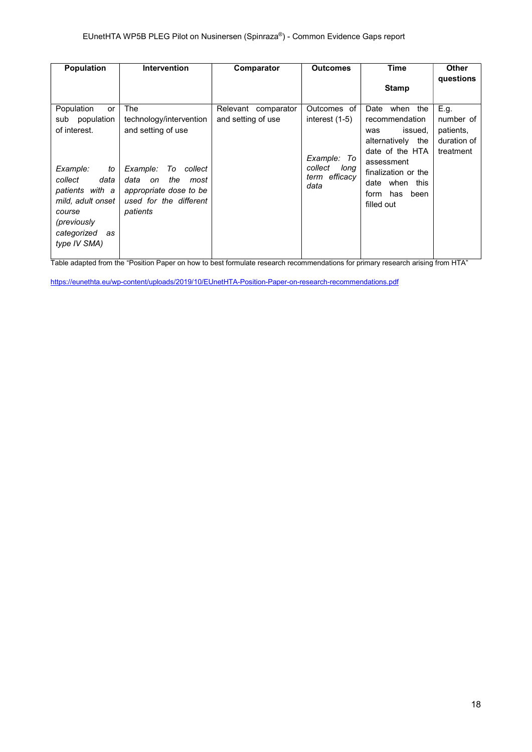| Population | Intervention | Comparator | Outcomes | Time Stamp | Other questions |
|---|---|---|---|---|---|
| Population or sub population of interest.<br><br>*Example: to collect data patients with a mild, adult onset course (previously categorized as type IV SMA)* | The technology/intervention and setting of use<br><br>*Example: To collect data on the most appropriate dose to be used for the different patients* | Relevant comparator and setting of use | Outcomes of interest (1-5)<br><br>*Example: To collect long term efficacy data* | Date when the recommendation was issued, alternatively the date of the HTA assessment finalization or the date when this form has been filled out | E.g. number of patients, duration of treatment |

Table adapted from the "Position Paper on how to best formulate research recommendations for primary research arising from HTA"

https://eunethta.eu/wp-content/uploads/2019/10/EUnetHTA-Position-Paper-on-research-recommendations.pdf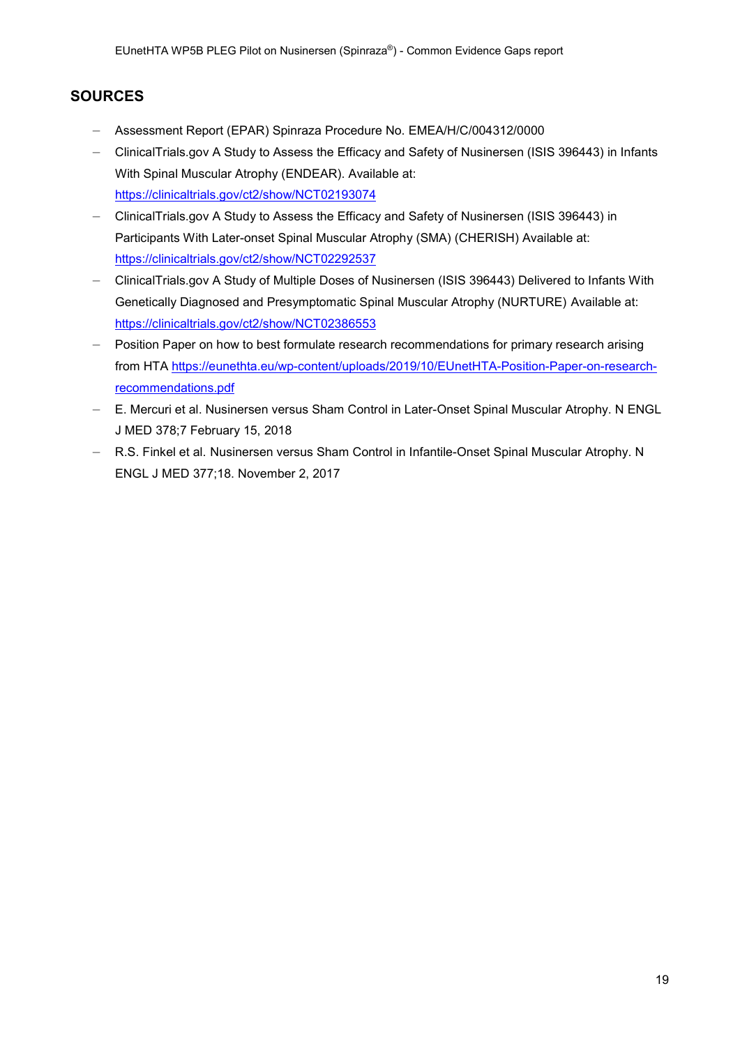## SOURCES

- Assessment Report (EPAR) Spinraza Procedure No. EMEA/H/C/004312/0000
- ClinicalTrials.gov A Study to Assess the Efficacy and Safety of Nusinersen (ISIS 396443) in Infants With Spinal Muscular Atrophy (ENDEAR). Available at: https://clinicaltrials.gov/ct2/show/NCT02193074
- ClinicalTrials.gov A Study to Assess the Efficacy and Safety of Nusinersen (ISIS 396443) in Participants With Later-onset Spinal Muscular Atrophy (SMA) (CHERISH) Available at: https://clinicaltrials.gov/ct2/show/NCT02292537
- ClinicalTrials.gov A Study of Multiple Doses of Nusinersen (ISIS 396443) Delivered to Infants With Genetically Diagnosed and Presymptomatic Spinal Muscular Atrophy (NURTURE) Available at: https://clinicaltrials.gov/ct2/show/NCT02386553
- Position Paper on how to best formulate research recommendations for primary research arising from HTA https://eunethta.eu/wp-content/uploads/2019/10/EUnetHTA-Position-Paper-on-research-recommendations.pdf
- E. Mercuri et al. Nusinersen versus Sham Control in Later-Onset Spinal Muscular Atrophy. N ENGL J MED 378;7 February 15, 2018
- R.S. Finkel et al. Nusinersen versus Sham Control in Infantile-Onset Spinal Muscular Atrophy. N ENGL J MED 377;18. November 2, 2017